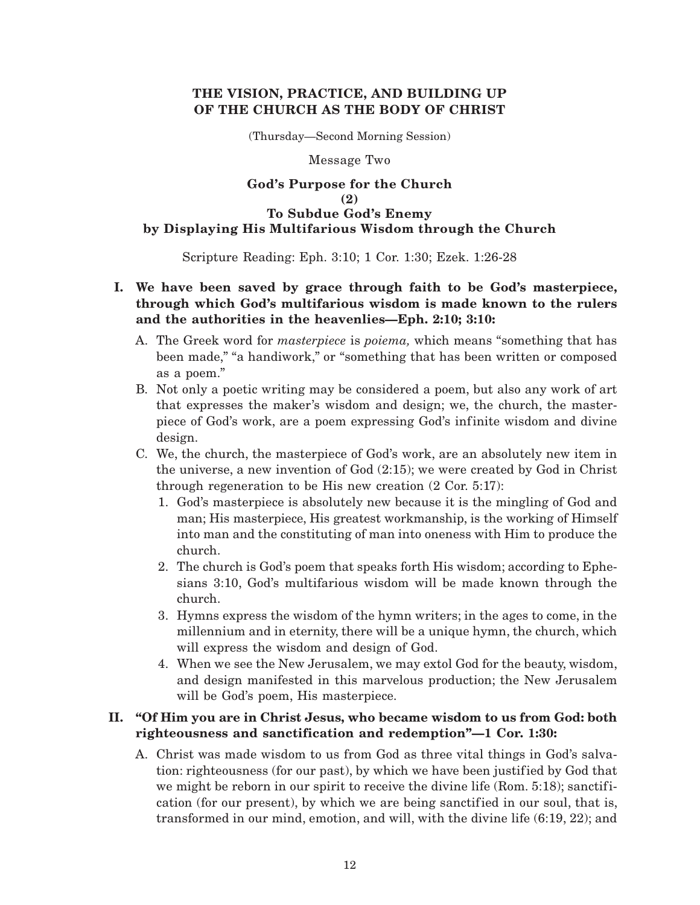# THE VISION, PRACTICE, AND BUILDING UP OF THE CHURCH AS THE BODY OF CHRIST

(Thursday—Second Morning Session)

Message Two

## God's Purpose for the Church (2) To Subdue God's Enemy by Displaying His Multifarious Wisdom through the Church

Scripture Reading: Eph. 3:10; 1 Cor. 1:30; Ezek. 1:26-28

**I. We have been saved by grace through faith to be God's masterpiece, through which God's multifarious wisdom is made known to the rulers and the authorities in the heavenlies—Eph. 2:10; 3:10:**

A. The Greek word for *masterpiece* is *poiema,* which means "something that has been made," "a handiwork," or "something that has been written or composed as a poem."

B. Not only a poetic writing may be considered a poem, but also any work of art that expresses the maker's wisdom and design; we, the church, the masterpiece of God's work, are a poem expressing God's infinite wisdom and divine design.

C. We, the church, the masterpiece of God's work, are an absolutely new item in the universe, a new invention of God (2:15); we were created by God in Christ through regeneration to be His new creation (2 Cor. 5:17):

1. God's masterpiece is absolutely new because it is the mingling of God and man; His masterpiece, His greatest workmanship, is the working of Himself into man and the constituting of man into oneness with Him to produce the church.
2. The church is God's poem that speaks forth His wisdom; according to Ephesians 3:10, God's multifarious wisdom will be made known through the church.
3. Hymns express the wisdom of the hymn writers; in the ages to come, in the millennium and in eternity, there will be a unique hymn, the church, which will express the wisdom and design of God.
4. When we see the New Jerusalem, we may extol God for the beauty, wisdom, and design manifested in this marvelous production; the New Jerusalem will be God's poem, His masterpiece.

**II. "Of Him you are in Christ Jesus, who became wisdom to us from God: both righteousness and sanctification and redemption"—1 Cor. 1:30:**

A. Christ was made wisdom to us from God as three vital things in God's salvation: righteousness (for our past), by which we have been justified by God that we might be reborn in our spirit to receive the divine life (Rom. 5:18); sanctification (for our present), by which we are being sanctified in our soul, that is, transformed in our mind, emotion, and will, with the divine life (6:19, 22); and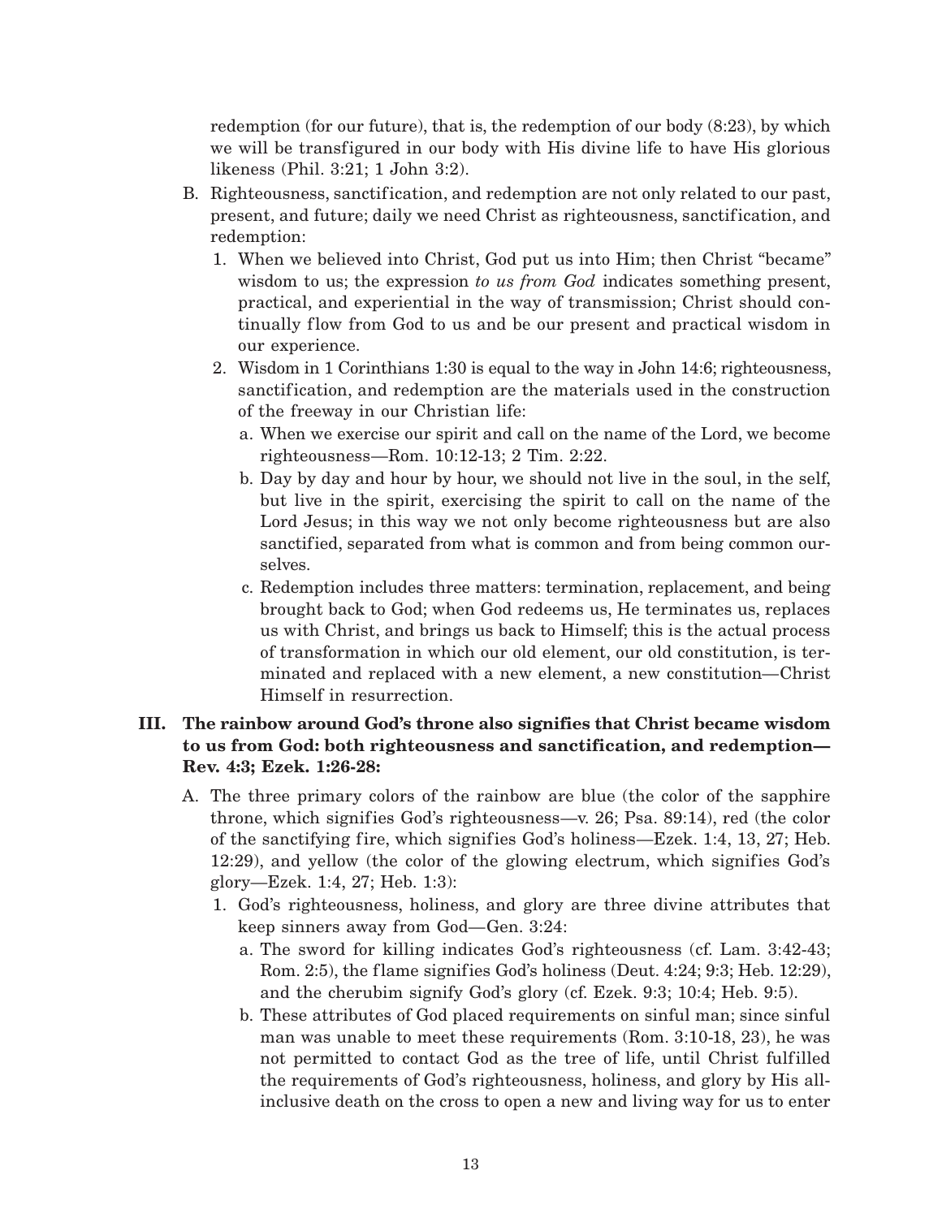redemption (for our future), that is, the redemption of our body (8:23), by which we will be transfigured in our body with His divine life to have His glorious likeness (Phil. 3:21; 1 John 3:2).

B. Righteousness, sanctification, and redemption are not only related to our past, present, and future; daily we need Christ as righteousness, sanctification, and redemption:
   1. When we believed into Christ, God put us into Him; then Christ "became" wisdom to us; the expression *to us from God* indicates something present, practical, and experiential in the way of transmission; Christ should continually flow from God to us and be our present and practical wisdom in our experience.
   2. Wisdom in 1 Corinthians 1:30 is equal to the way in John 14:6; righteousness, sanctification, and redemption are the materials used in the construction of the freeway in our Christian life:
      a. When we exercise our spirit and call on the name of the Lord, we become righteousness—Rom. 10:12-13; 2 Tim. 2:22.
      b. Day by day and hour by hour, we should not live in the soul, in the self, but live in the spirit, exercising the spirit to call on the name of the Lord Jesus; in this way we not only become righteousness but are also sanctified, separated from what is common and from being common ourselves.
      c. Redemption includes three matters: termination, replacement, and being brought back to God; when God redeems us, He terminates us, replaces us with Christ, and brings us back to Himself; this is the actual process of transformation in which our old element, our old constitution, is terminated and replaced with a new element, a new constitution—Christ Himself in resurrection.

**III. The rainbow around God's throne also signifies that Christ became wisdom to us from God: both righteousness and sanctification, and redemption—Rev. 4:3; Ezek. 1:26-28:**

A. The three primary colors of the rainbow are blue (the color of the sapphire throne, which signifies God's righteousness—v. 26; Psa. 89:14), red (the color of the sanctifying fire, which signifies God's holiness—Ezek. 1:4, 13, 27; Heb. 12:29), and yellow (the color of the glowing electrum, which signifies God's glory—Ezek. 1:4, 27; Heb. 1:3):
   1. God's righteousness, holiness, and glory are three divine attributes that keep sinners away from God—Gen. 3:24:
      a. The sword for killing indicates God's righteousness (cf. Lam. 3:42-43; Rom. 2:5), the flame signifies God's holiness (Deut. 4:24; 9:3; Heb. 12:29), and the cherubim signify God's glory (cf. Ezek. 9:3; 10:4; Heb. 9:5).
      b. These attributes of God placed requirements on sinful man; since sinful man was unable to meet these requirements (Rom. 3:10-18, 23), he was not permitted to contact God as the tree of life, until Christ fulfilled the requirements of God's righteousness, holiness, and glory by His all-inclusive death on the cross to open a new and living way for us to enter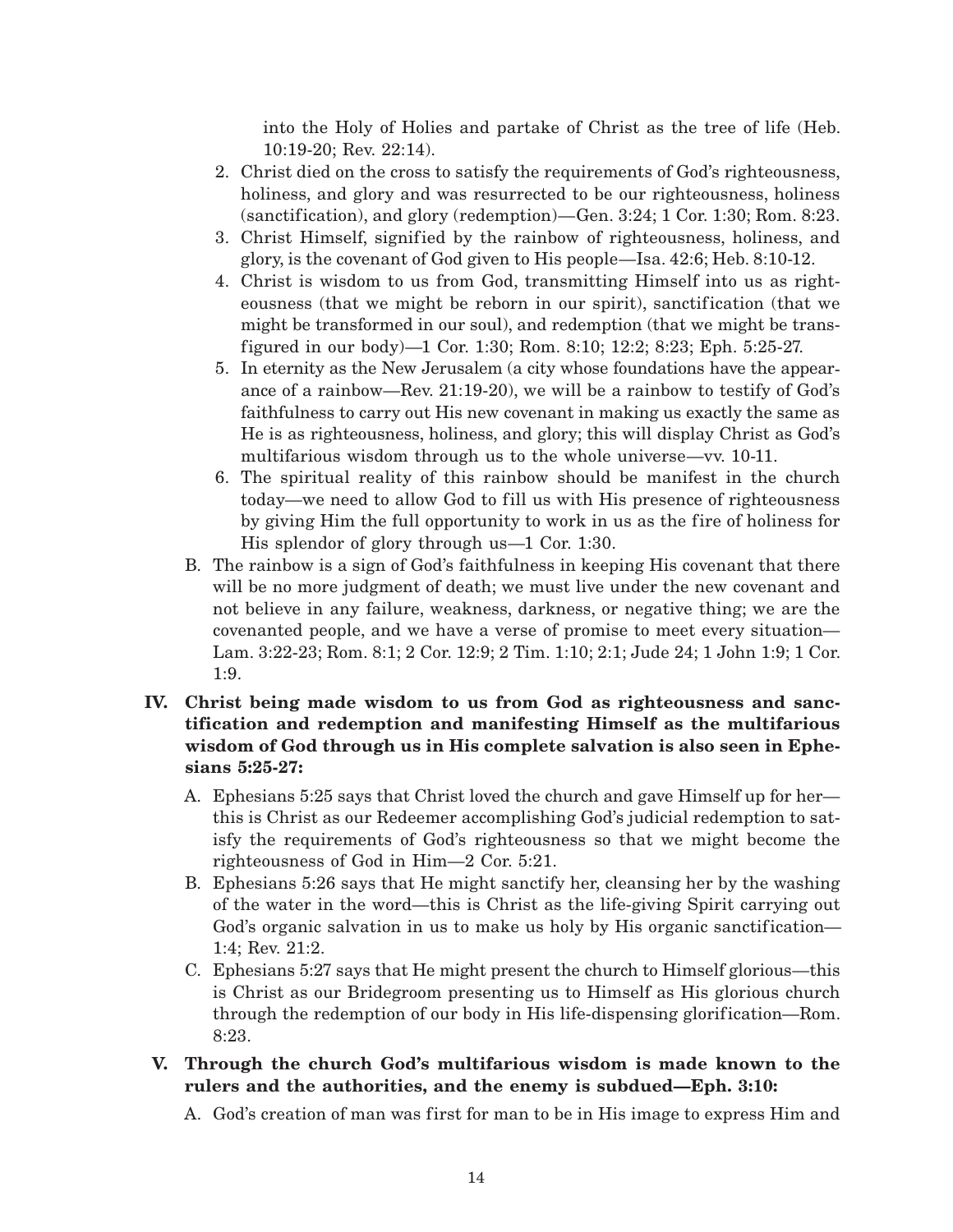into the Holy of Holies and partake of Christ as the tree of life (Heb. 10:19-20; Rev. 22:14).

2. Christ died on the cross to satisfy the requirements of God's righteousness, holiness, and glory and was resurrected to be our righteousness, holiness (sanctification), and glory (redemption)—Gen. 3:24; 1 Cor. 1:30; Rom. 8:23.
3. Christ Himself, signified by the rainbow of righteousness, holiness, and glory, is the covenant of God given to His people—Isa. 42:6; Heb. 8:10-12.
4. Christ is wisdom to us from God, transmitting Himself into us as righteousness (that we might be reborn in our spirit), sanctification (that we might be transformed in our soul), and redemption (that we might be transfigured in our body)—1 Cor. 1:30; Rom. 8:10; 12:2; 8:23; Eph. 5:25-27.
5. In eternity as the New Jerusalem (a city whose foundations have the appearance of a rainbow—Rev. 21:19-20), we will be a rainbow to testify of God's faithfulness to carry out His new covenant in making us exactly the same as He is as righteousness, holiness, and glory; this will display Christ as God's multifarious wisdom through us to the whole universe—vv. 10-11.
6. The spiritual reality of this rainbow should be manifest in the church today—we need to allow God to fill us with His presence of righteousness by giving Him the full opportunity to work in us as the fire of holiness for His splendor of glory through us—1 Cor. 1:30.

B. The rainbow is a sign of God's faithfulness in keeping His covenant that there will be no more judgment of death; we must live under the new covenant and not believe in any failure, weakness, darkness, or negative thing; we are the covenanted people, and we have a verse of promise to meet every situation—Lam. 3:22-23; Rom. 8:1; 2 Cor. 12:9; 2 Tim. 1:10; 2:1; Jude 24; 1 John 1:9; 1 Cor. 1:9.

**IV. Christ being made wisdom to us from God as righteousness and sanctification and redemption and manifesting Himself as the multifarious wisdom of God through us in His complete salvation is also seen in Ephesians 5:25-27:**

A. Ephesians 5:25 says that Christ loved the church and gave Himself up for her—this is Christ as our Redeemer accomplishing God's judicial redemption to satisfy the requirements of God's righteousness so that we might become the righteousness of God in Him—2 Cor. 5:21.

B. Ephesians 5:26 says that He might sanctify her, cleansing her by the washing of the water in the word—this is Christ as the life-giving Spirit carrying out God's organic salvation in us to make us holy by His organic sanctification—1:4; Rev. 21:2.

C. Ephesians 5:27 says that He might present the church to Himself glorious—this is Christ as our Bridegroom presenting us to Himself as His glorious church through the redemption of our body in His life-dispensing glorification—Rom. 8:23.

**V. Through the church God's multifarious wisdom is made known to the rulers and the authorities, and the enemy is subdued—Eph. 3:10:**

A. God's creation of man was first for man to be in His image to express Him and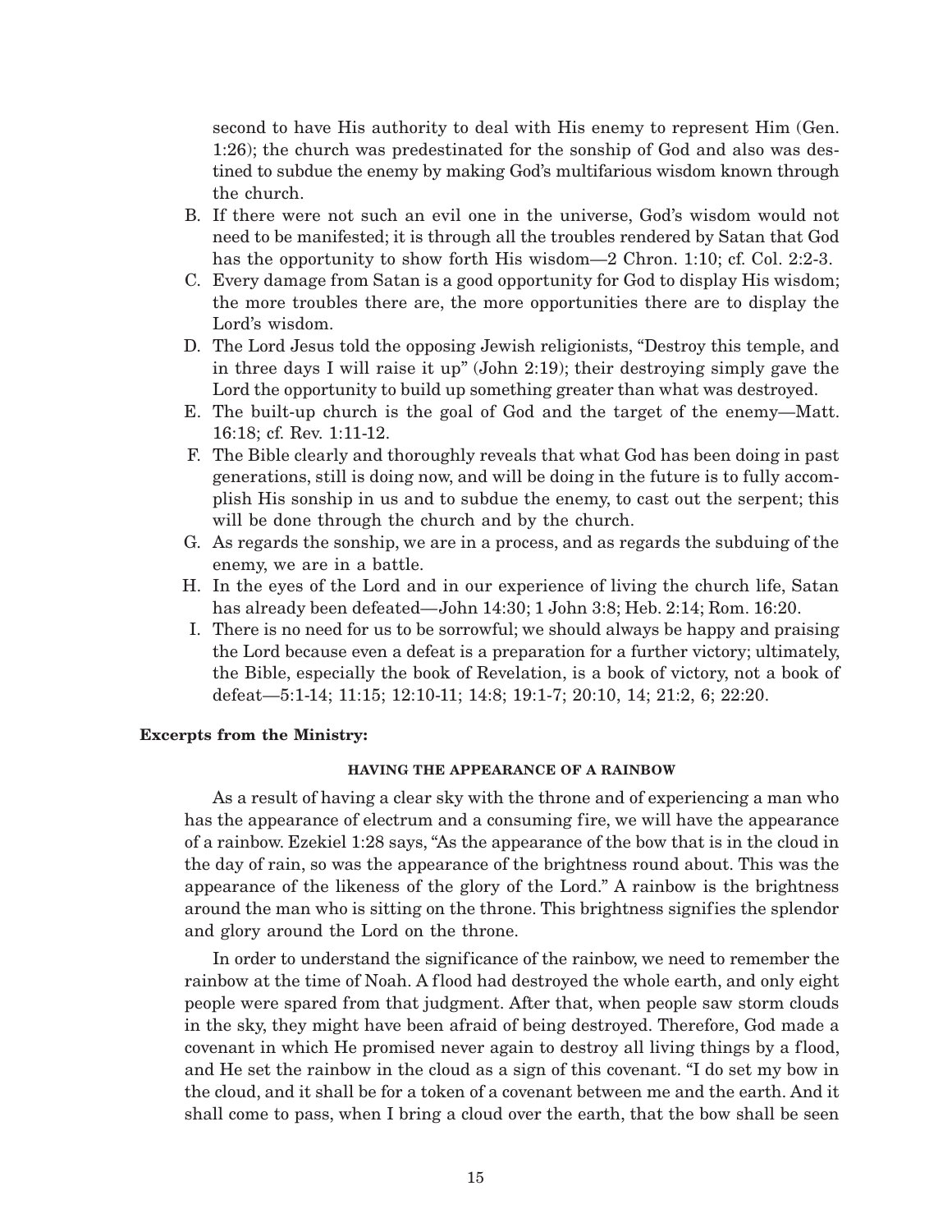second to have His authority to deal with His enemy to represent Him (Gen. 1:26); the church was predestinated for the sonship of God and also was destined to subdue the enemy by making God's multifarious wisdom known through the church.

B. If there were not such an evil one in the universe, God's wisdom would not need to be manifested; it is through all the troubles rendered by Satan that God has the opportunity to show forth His wisdom—2 Chron. 1:10; cf. Col. 2:2-3.

C. Every damage from Satan is a good opportunity for God to display His wisdom; the more troubles there are, the more opportunities there are to display the Lord's wisdom.

D. The Lord Jesus told the opposing Jewish religionists, "Destroy this temple, and in three days I will raise it up" (John 2:19); their destroying simply gave the Lord the opportunity to build up something greater than what was destroyed.

E. The built-up church is the goal of God and the target of the enemy—Matt. 16:18; cf. Rev. 1:11-12.

F. The Bible clearly and thoroughly reveals that what God has been doing in past generations, still is doing now, and will be doing in the future is to fully accomplish His sonship in us and to subdue the enemy, to cast out the serpent; this will be done through the church and by the church.

G. As regards the sonship, we are in a process, and as regards the subduing of the enemy, we are in a battle.

H. In the eyes of the Lord and in our experience of living the church life, Satan has already been defeated—John 14:30; 1 John 3:8; Heb. 2:14; Rom. 16:20.

I. There is no need for us to be sorrowful; we should always be happy and praising the Lord because even a defeat is a preparation for a further victory; ultimately, the Bible, especially the book of Revelation, is a book of victory, not a book of defeat—5:1-14; 11:15; 12:10-11; 14:8; 19:1-7; 20:10, 14; 21:2, 6; 22:20.

**Excerpts from the Ministry:**

#### HAVING THE APPEARANCE OF A RAINBOW

As a result of having a clear sky with the throne and of experiencing a man who has the appearance of electrum and a consuming fire, we will have the appearance of a rainbow. Ezekiel 1:28 says, "As the appearance of the bow that is in the cloud in the day of rain, so was the appearance of the brightness round about. This was the appearance of the likeness of the glory of the Lord." A rainbow is the brightness around the man who is sitting on the throne. This brightness signifies the splendor and glory around the Lord on the throne.

In order to understand the significance of the rainbow, we need to remember the rainbow at the time of Noah. A flood had destroyed the whole earth, and only eight people were spared from that judgment. After that, when people saw storm clouds in the sky, they might have been afraid of being destroyed. Therefore, God made a covenant in which He promised never again to destroy all living things by a flood, and He set the rainbow in the cloud as a sign of this covenant. "I do set my bow in the cloud, and it shall be for a token of a covenant between me and the earth. And it shall come to pass, when I bring a cloud over the earth, that the bow shall be seen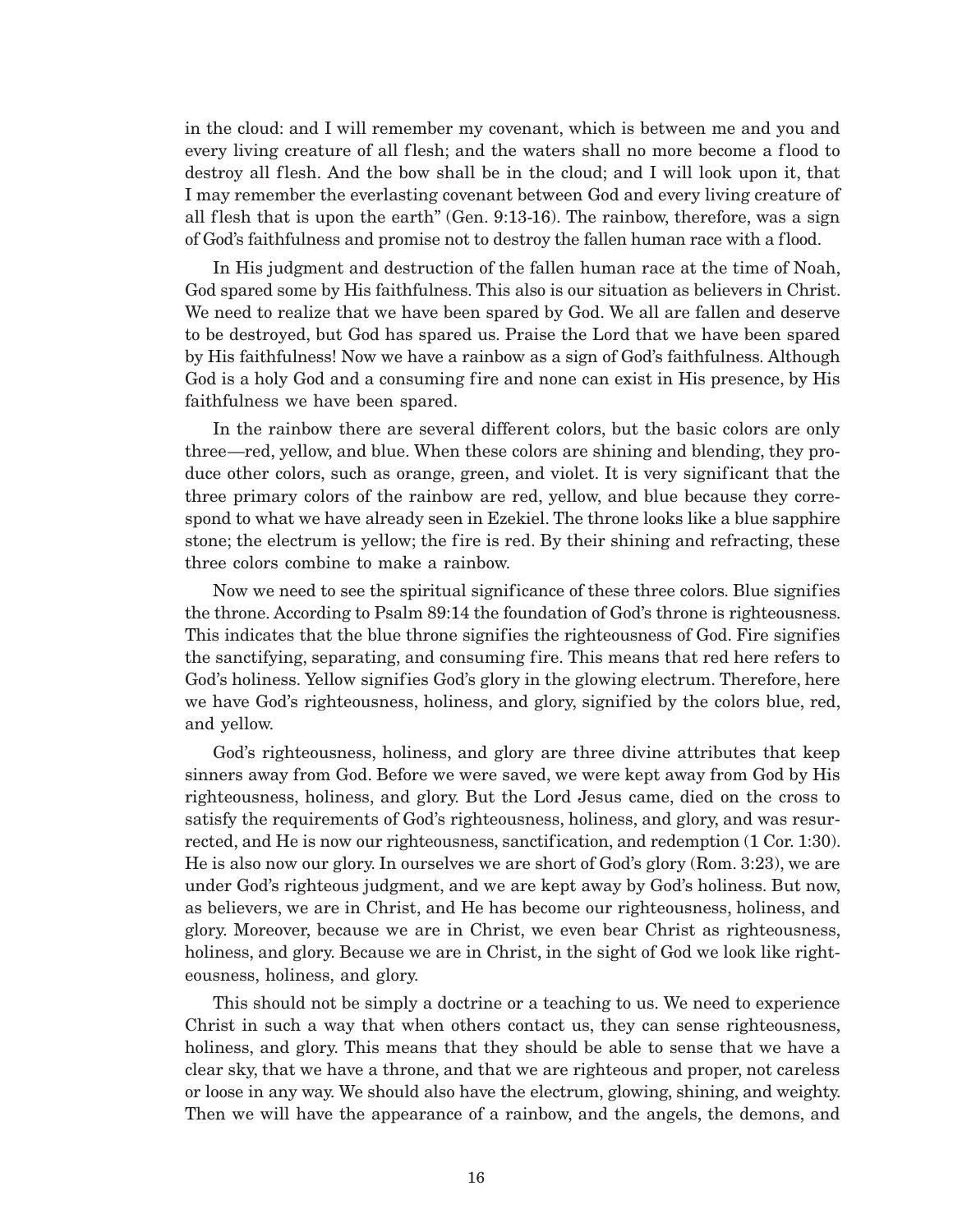in the cloud: and I will remember my covenant, which is between me and you and every living creature of all flesh; and the waters shall no more become a flood to destroy all flesh. And the bow shall be in the cloud; and I will look upon it, that I may remember the everlasting covenant between God and every living creature of all flesh that is upon the earth" (Gen. 9:13-16). The rainbow, therefore, was a sign of God's faithfulness and promise not to destroy the fallen human race with a flood.

In His judgment and destruction of the fallen human race at the time of Noah, God spared some by His faithfulness. This also is our situation as believers in Christ. We need to realize that we have been spared by God. We all are fallen and deserve to be destroyed, but God has spared us. Praise the Lord that we have been spared by His faithfulness! Now we have a rainbow as a sign of God's faithfulness. Although God is a holy God and a consuming fire and none can exist in His presence, by His faithfulness we have been spared.

In the rainbow there are several different colors, but the basic colors are only three—red, yellow, and blue. When these colors are shining and blending, they produce other colors, such as orange, green, and violet. It is very significant that the three primary colors of the rainbow are red, yellow, and blue because they correspond to what we have already seen in Ezekiel. The throne looks like a blue sapphire stone; the electrum is yellow; the fire is red. By their shining and refracting, these three colors combine to make a rainbow.

Now we need to see the spiritual significance of these three colors. Blue signifies the throne. According to Psalm 89:14 the foundation of God's throne is righteousness. This indicates that the blue throne signifies the righteousness of God. Fire signifies the sanctifying, separating, and consuming fire. This means that red here refers to God's holiness. Yellow signifies God's glory in the glowing electrum. Therefore, here we have God's righteousness, holiness, and glory, signified by the colors blue, red, and yellow.

God's righteousness, holiness, and glory are three divine attributes that keep sinners away from God. Before we were saved, we were kept away from God by His righteousness, holiness, and glory. But the Lord Jesus came, died on the cross to satisfy the requirements of God's righteousness, holiness, and glory, and was resurrected, and He is now our righteousness, sanctification, and redemption (1 Cor. 1:30). He is also now our glory. In ourselves we are short of God's glory (Rom. 3:23), we are under God's righteous judgment, and we are kept away by God's holiness. But now, as believers, we are in Christ, and He has become our righteousness, holiness, and glory. Moreover, because we are in Christ, we even bear Christ as righteousness, holiness, and glory. Because we are in Christ, in the sight of God we look like righteousness, holiness, and glory.

This should not be simply a doctrine or a teaching to us. We need to experience Christ in such a way that when others contact us, they can sense righteousness, holiness, and glory. This means that they should be able to sense that we have a clear sky, that we have a throne, and that we are righteous and proper, not careless or loose in any way. We should also have the electrum, glowing, shining, and weighty. Then we will have the appearance of a rainbow, and the angels, the demons, and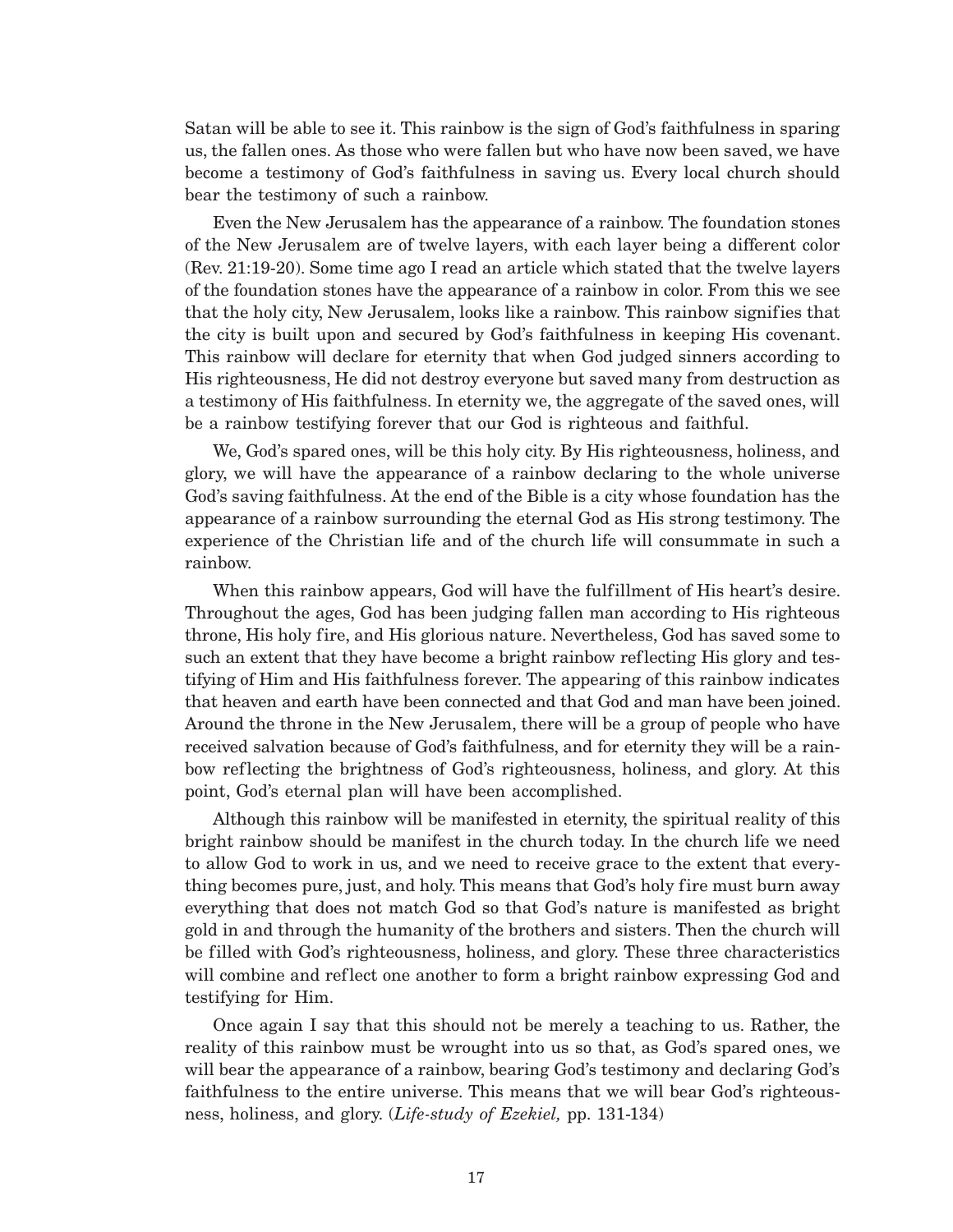Satan will be able to see it. This rainbow is the sign of God's faithfulness in sparing us, the fallen ones. As those who were fallen but who have now been saved, we have become a testimony of God's faithfulness in saving us. Every local church should bear the testimony of such a rainbow.

Even the New Jerusalem has the appearance of a rainbow. The foundation stones of the New Jerusalem are of twelve layers, with each layer being a different color (Rev. 21:19-20). Some time ago I read an article which stated that the twelve layers of the foundation stones have the appearance of a rainbow in color. From this we see that the holy city, New Jerusalem, looks like a rainbow. This rainbow signifies that the city is built upon and secured by God's faithfulness in keeping His covenant. This rainbow will declare for eternity that when God judged sinners according to His righteousness, He did not destroy everyone but saved many from destruction as a testimony of His faithfulness. In eternity we, the aggregate of the saved ones, will be a rainbow testifying forever that our God is righteous and faithful.

We, God's spared ones, will be this holy city. By His righteousness, holiness, and glory, we will have the appearance of a rainbow declaring to the whole universe God's saving faithfulness. At the end of the Bible is a city whose foundation has the appearance of a rainbow surrounding the eternal God as His strong testimony. The experience of the Christian life and of the church life will consummate in such a rainbow.

When this rainbow appears, God will have the fulfillment of His heart's desire. Throughout the ages, God has been judging fallen man according to His righteous throne, His holy fire, and His glorious nature. Nevertheless, God has saved some to such an extent that they have become a bright rainbow reflecting His glory and testifying of Him and His faithfulness forever. The appearing of this rainbow indicates that heaven and earth have been connected and that God and man have been joined. Around the throne in the New Jerusalem, there will be a group of people who have received salvation because of God's faithfulness, and for eternity they will be a rainbow reflecting the brightness of God's righteousness, holiness, and glory. At this point, God's eternal plan will have been accomplished.

Although this rainbow will be manifested in eternity, the spiritual reality of this bright rainbow should be manifest in the church today. In the church life we need to allow God to work in us, and we need to receive grace to the extent that everything becomes pure, just, and holy. This means that God's holy fire must burn away everything that does not match God so that God's nature is manifested as bright gold in and through the humanity of the brothers and sisters. Then the church will be filled with God's righteousness, holiness, and glory. These three characteristics will combine and reflect one another to form a bright rainbow expressing God and testifying for Him.

Once again I say that this should not be merely a teaching to us. Rather, the reality of this rainbow must be wrought into us so that, as God's spared ones, we will bear the appearance of a rainbow, bearing God's testimony and declaring God's faithfulness to the entire universe. This means that we will bear God's righteousness, holiness, and glory. (*Life-study of Ezekiel,* pp. 131-134)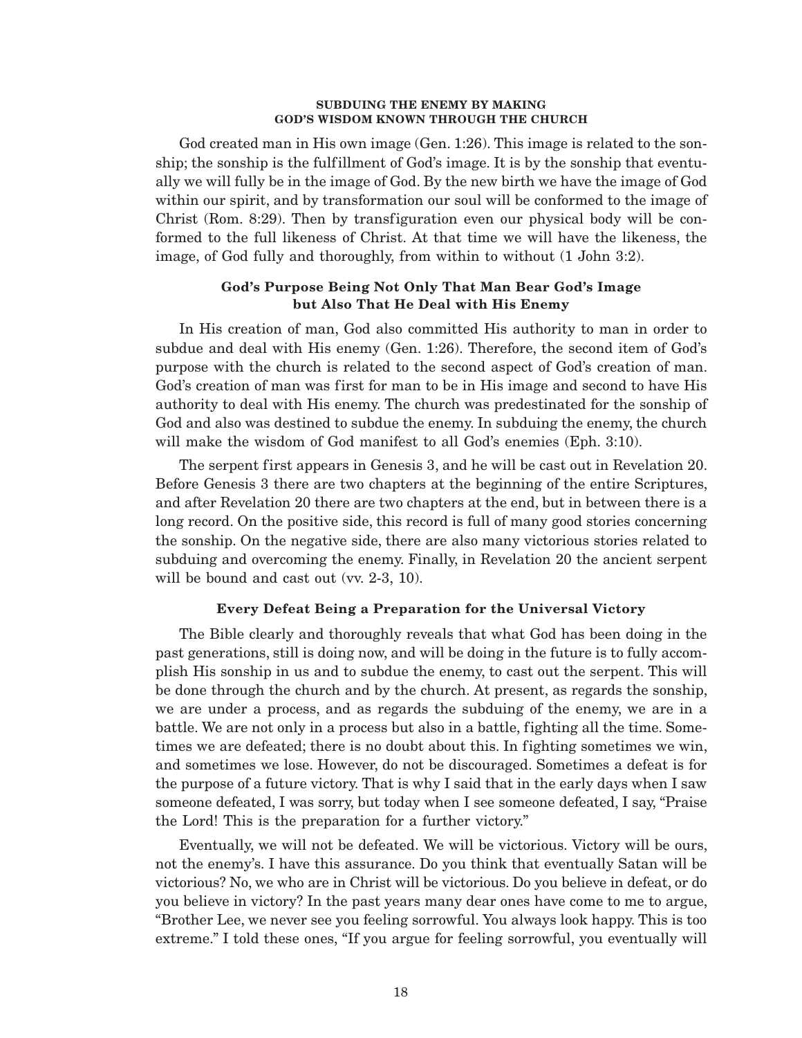## SUBDUING THE ENEMY BY MAKING GOD'S WISDOM KNOWN THROUGH THE CHURCH

God created man in His own image (Gen. 1:26). This image is related to the sonship; the sonship is the fulfillment of God's image. It is by the sonship that eventually we will fully be in the image of God. By the new birth we have the image of God within our spirit, and by transformation our soul will be conformed to the image of Christ (Rom. 8:29). Then by transfiguration even our physical body will be conformed to the full likeness of Christ. At that time we will have the likeness, the image, of God fully and thoroughly, from within to without (1 John 3:2).

### God's Purpose Being Not Only That Man Bear God's Image but Also That He Deal with His Enemy

In His creation of man, God also committed His authority to man in order to subdue and deal with His enemy (Gen. 1:26). Therefore, the second item of God's purpose with the church is related to the second aspect of God's creation of man. God's creation of man was first for man to be in His image and second to have His authority to deal with His enemy. The church was predestinated for the sonship of God and also was destined to subdue the enemy. In subduing the enemy, the church will make the wisdom of God manifest to all God's enemies (Eph. 3:10).

The serpent first appears in Genesis 3, and he will be cast out in Revelation 20. Before Genesis 3 there are two chapters at the beginning of the entire Scriptures, and after Revelation 20 there are two chapters at the end, but in between there is a long record. On the positive side, this record is full of many good stories concerning the sonship. On the negative side, there are also many victorious stories related to subduing and overcoming the enemy. Finally, in Revelation 20 the ancient serpent will be bound and cast out (vv. 2-3, 10).

### Every Defeat Being a Preparation for the Universal Victory

The Bible clearly and thoroughly reveals that what God has been doing in the past generations, still is doing now, and will be doing in the future is to fully accomplish His sonship in us and to subdue the enemy, to cast out the serpent. This will be done through the church and by the church. At present, as regards the sonship, we are under a process, and as regards the subduing of the enemy, we are in a battle. We are not only in a process but also in a battle, fighting all the time. Sometimes we are defeated; there is no doubt about this. In fighting sometimes we win, and sometimes we lose. However, do not be discouraged. Sometimes a defeat is for the purpose of a future victory. That is why I said that in the early days when I saw someone defeated, I was sorry, but today when I see someone defeated, I say, "Praise the Lord! This is the preparation for a further victory."

Eventually, we will not be defeated. We will be victorious. Victory will be ours, not the enemy's. I have this assurance. Do you think that eventually Satan will be victorious? No, we who are in Christ will be victorious. Do you believe in defeat, or do you believe in victory? In the past years many dear ones have come to me to argue, "Brother Lee, we never see you feeling sorrowful. You always look happy. This is too extreme." I told these ones, "If you argue for feeling sorrowful, you eventually will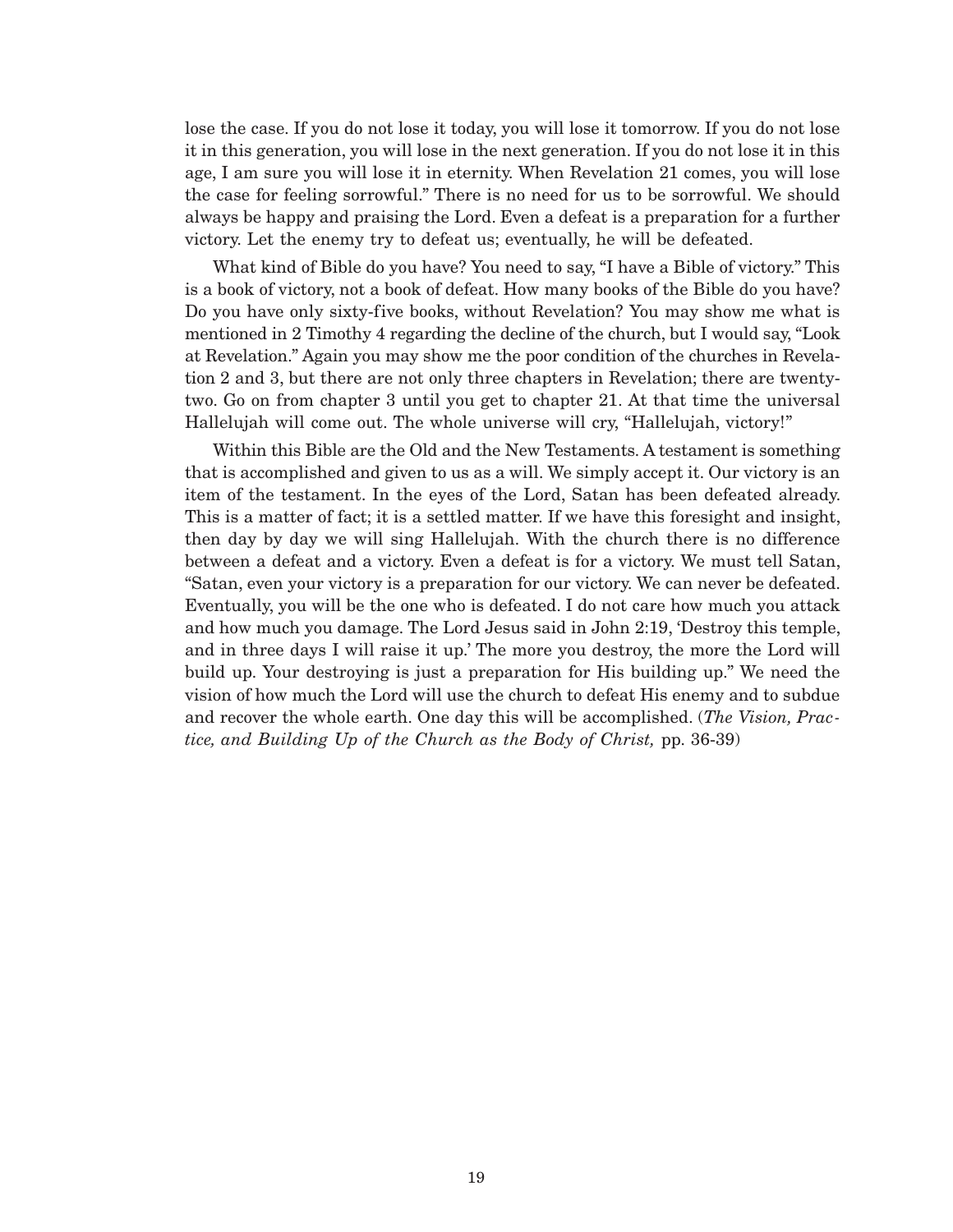lose the case. If you do not lose it today, you will lose it tomorrow. If you do not lose it in this generation, you will lose in the next generation. If you do not lose it in this age, I am sure you will lose it in eternity. When Revelation 21 comes, you will lose the case for feeling sorrowful." There is no need for us to be sorrowful. We should always be happy and praising the Lord. Even a defeat is a preparation for a further victory. Let the enemy try to defeat us; eventually, he will be defeated.

What kind of Bible do you have? You need to say, "I have a Bible of victory." This is a book of victory, not a book of defeat. How many books of the Bible do you have? Do you have only sixty-five books, without Revelation? You may show me what is mentioned in 2 Timothy 4 regarding the decline of the church, but I would say, "Look at Revelation." Again you may show me the poor condition of the churches in Revelation 2 and 3, but there are not only three chapters in Revelation; there are twenty-two. Go on from chapter 3 until you get to chapter 21. At that time the universal Hallelujah will come out. The whole universe will cry, "Hallelujah, victory!"

Within this Bible are the Old and the New Testaments. A testament is something that is accomplished and given to us as a will. We simply accept it. Our victory is an item of the testament. In the eyes of the Lord, Satan has been defeated already. This is a matter of fact; it is a settled matter. If we have this foresight and insight, then day by day we will sing Hallelujah. With the church there is no difference between a defeat and a victory. Even a defeat is for a victory. We must tell Satan, "Satan, even your victory is a preparation for our victory. We can never be defeated. Eventually, you will be the one who is defeated. I do not care how much you attack and how much you damage. The Lord Jesus said in John 2:19, 'Destroy this temple, and in three days I will raise it up.' The more you destroy, the more the Lord will build up. Your destroying is just a preparation for His building up." We need the vision of how much the Lord will use the church to defeat His enemy and to subdue and recover the whole earth. One day this will be accomplished. (*The Vision, Practice, and Building Up of the Church as the Body of Christ,* pp. 36-39)